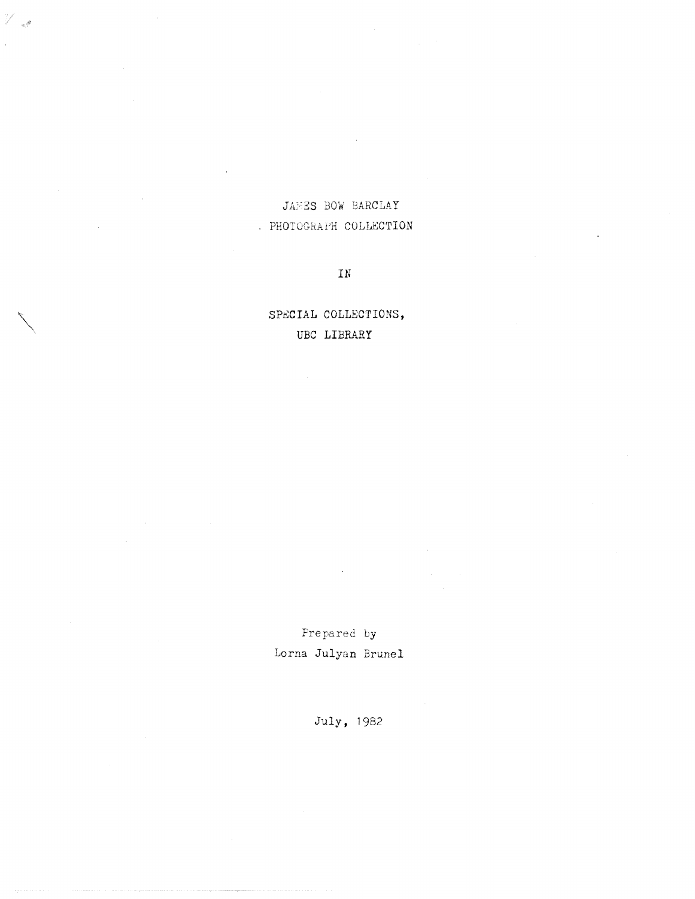# JAMES BOW BARCLAY PHOTOGRAPH COLLECTION

IN

SPECIAL COLLECTIONS, UBC LIBRARY

Prepared by
Lorna Julyan Brunel

July, 1982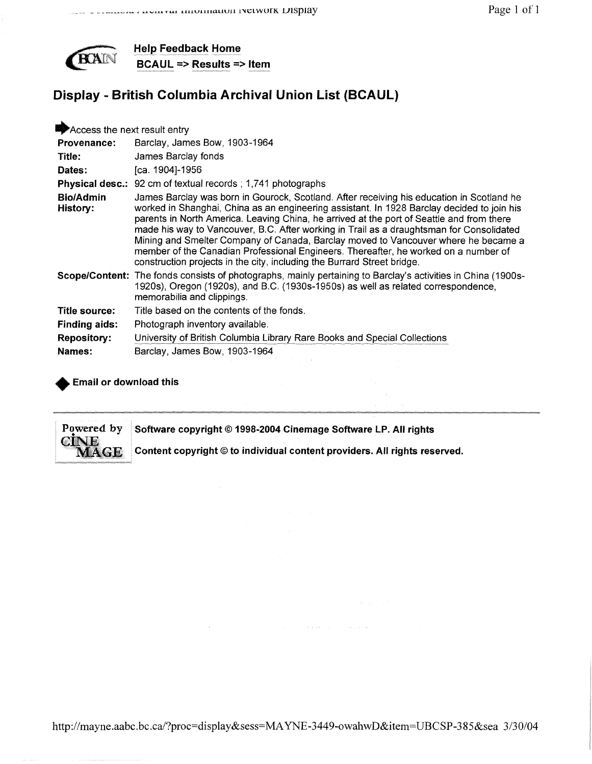Help Feedback Home
BCAUL => Results => Item

## Display - British Columbia Archival Union List (BCAUL)

Access the next result entry

| | |
|---|---|
| **Provenance:** | Barclay, James Bow, 1903-1964 |
| **Title:** | James Barclay fonds |
| **Dates:** | [ca. 1904]-1956 |
| **Physical desc.:** | 92 cm of textual records ; 1,741 photographs |
| **Bio/Admin History:** | James Barclay was born in Gourock, Scotland. After receiving his education in Scotland he worked in Shanghai, China as an engineering assistant. In 1928 Barclay decided to join his parents in North America. Leaving China, he arrived at the port of Seattle and from there made his way to Vancouver, B.C. After working in Trail as a draughtsman for Consolidated Mining and Smelter Company of Canada, Barclay moved to Vancouver where he became a member of the Canadian Professional Engineers. Thereafter, he worked on a number of construction projects in the city, including the Burrard Street bridge. |
| **Scope/Content:** | The fonds consists of photographs, mainly pertaining to Barclay's activities in China (1900s-1920s), Oregon (1920s), and B.C. (1930s-1950s) as well as related correspondence, memorabilia and clippings. |
| **Title source:** | Title based on the contents of the fonds. |
| **Finding aids:** | Photograph inventory available. |
| **Repository:** | University of British Columbia Library Rare Books and Special Collections |
| **Names:** | Barclay, James Bow, 1903-1964 |

**Email or download this**

Powered by CINE MAGE **Software copyright © 1998-2004 Cinemage Software LP. All rights**

**Content copyright © to individual content providers. All rights reserved.**

http://mayne.aabc.bc.ca/?proc=display&sess=MAYNE-3449-owahwD&item=UBCSP-385&sea 3/30/04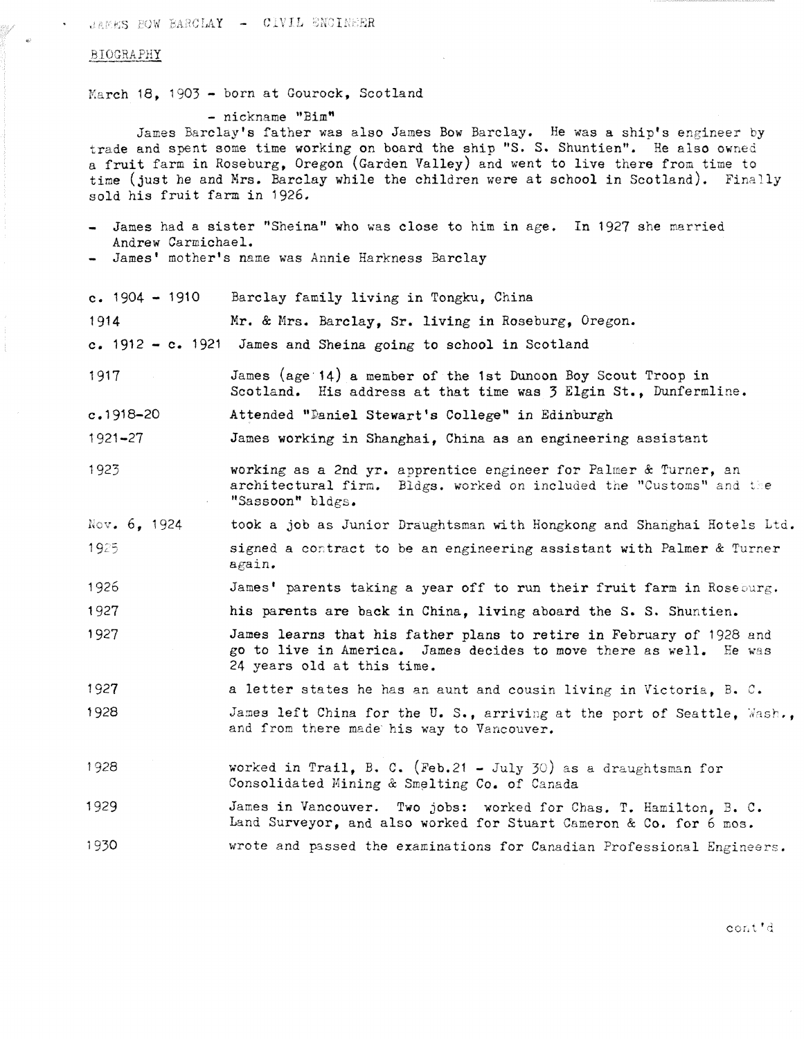JAMES BOW BARCLAY - CIVIL ENGINEER

BIOGRAPHY

March 18, 1903 - born at Gourock, Scotland

- nickname "Bim"

James Barclay's father was also James Bow Barclay. He was a ship's engineer by trade and spent some time working on board the ship "S. S. Shuntien". He also owned a fruit farm in Roseburg, Oregon (Garden Valley) and went to live there from time to time (just he and Mrs. Barclay while the children were at school in Scotland). Finally sold his fruit farm in 1926.

- James had a sister "Sheina" who was close to him in age. In 1927 she married Andrew Carmichael.
- James' mother's name was Annie Harkness Barclay

| | |
|---|---|
| c. 1904 - 1910 | Barclay family living in Tongku, China |
| 1914 | Mr. & Mrs. Barclay, Sr. living in Roseburg, Oregon. |
| c. 1912 - c. 1921 | James and Sheina going to school in Scotland |
| 1917 | James (age 14) a member of the 1st Dunoon Boy Scout Troop in Scotland. His address at that time was 3 Elgin St., Dunfermline. |
| c.1918-20 | Attended "Daniel Stewart's College" in Edinburgh |
| 1921-27 | James working in Shanghai, China as an engineering assistant |
| 1923 | working as a 2nd yr. apprentice engineer for Palmer & Turner, an architectural firm. Bldgs. worked on included the "Customs" and the "Sassoon" bldgs. |
| Nov. 6, 1924 | took a job as Junior Draughtsman with Hongkong and Shanghai Hotels Ltd. |
| 1925 | signed a contract to be an engineering assistant with Palmer & Turner again. |
| 1926 | James' parents taking a year off to run their fruit farm in Roseburg. |
| 1927 | his parents are back in China, living aboard the S. S. Shuntien. |
| 1927 | James learns that his father plans to retire in February of 1928 and go to live in America. James decides to move there as well. He was 24 years old at this time. |
| 1927 | a letter states he has an aunt and cousin living in Victoria, B. C. |
| 1928 | James left China for the U. S., arriving at the port of Seattle, Wash., and from there made his way to Vancouver. |
| 1928 | worked in Trail, B. C. (Feb.21 - July 30) as a draughtsman for Consolidated Mining & Smelting Co. of Canada |
| 1929 | James in Vancouver. Two jobs: worked for Chas. T. Hamilton, B. C. Land Surveyor, and also worked for Stuart Cameron & Co. for 6 mos. |
| 1930 | wrote and passed the examinations for Canadian Professional Engineers. |

cont'd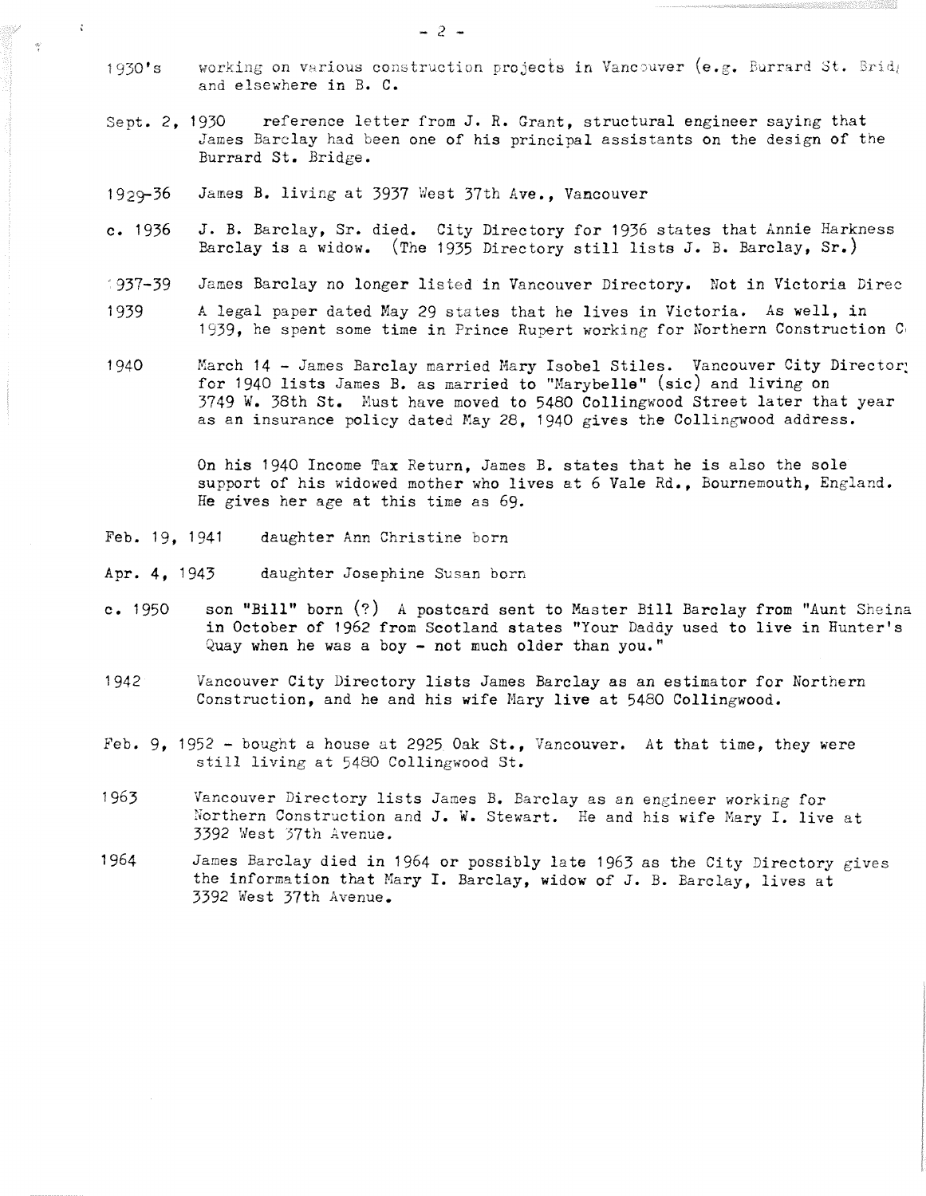1930's working on various construction projects in Vancouver (e.g. Burrard St. Bridg and elsewhere in B. C.

Sept. 2, 1930 reference letter from J. R. Grant, structural engineer saying that James Barclay had been one of his principal assistants on the design of the Burrard St. Bridge.

1929-36 James B. living at 3937 West 37th Ave., Vancouver

c. 1936 J. B. Barclay, Sr. died. City Directory for 1936 states that Annie Harkness Barclay is a widow. (The 1935 Directory still lists J. B. Barclay, Sr.)

1937-39 James Barclay no longer listed in Vancouver Directory. Not in Victoria Direc

1939 A legal paper dated May 29 states that he lives in Victoria. As well, in 1939, he spent some time in Prince Rupert working for Northern Construction C

1940 March 14 - James Barclay married Mary Isobel Stiles. Vancouver City Director for 1940 lists James B. as married to "Marybelle" (sic) and living on 3749 W. 38th St. Must have moved to 5480 Collingwood Street later that year as an insurance policy dated May 28, 1940 gives the Collingwood address.

On his 1940 Income Tax Return, James B. states that he is also the sole support of his widowed mother who lives at 6 Vale Rd., Bournemouth, England. He gives her age at this time as 69.

Feb. 19, 1941 daughter Ann Christine born

Apr. 4, 1943 daughter Josephine Susan born

c. 1950 son "Bill" born (?) A postcard sent to Master Bill Barclay from "Aunt Sheina in October of 1962 from Scotland states "Your Daddy used to live in Hunter's Quay when he was a boy - not much older than you."

1942 Vancouver City Directory lists James Barclay as an estimator for Northern Construction, and he and his wife Mary live at 5480 Collingwood.

Feb. 9, 1952 - bought a house at 2925 Oak St., Vancouver. At that time, they were still living at 5480 Collingwood St.

1963 Vancouver Directory lists James B. Barclay as an engineer working for Northern Construction and J. W. Stewart. He and his wife Mary I. live at 3392 West 37th Avenue.

1964 James Barclay died in 1964 or possibly late 1963 as the City Directory gives the information that Mary I. Barclay, widow of J. B. Barclay, lives at 3392 West 37th Avenue.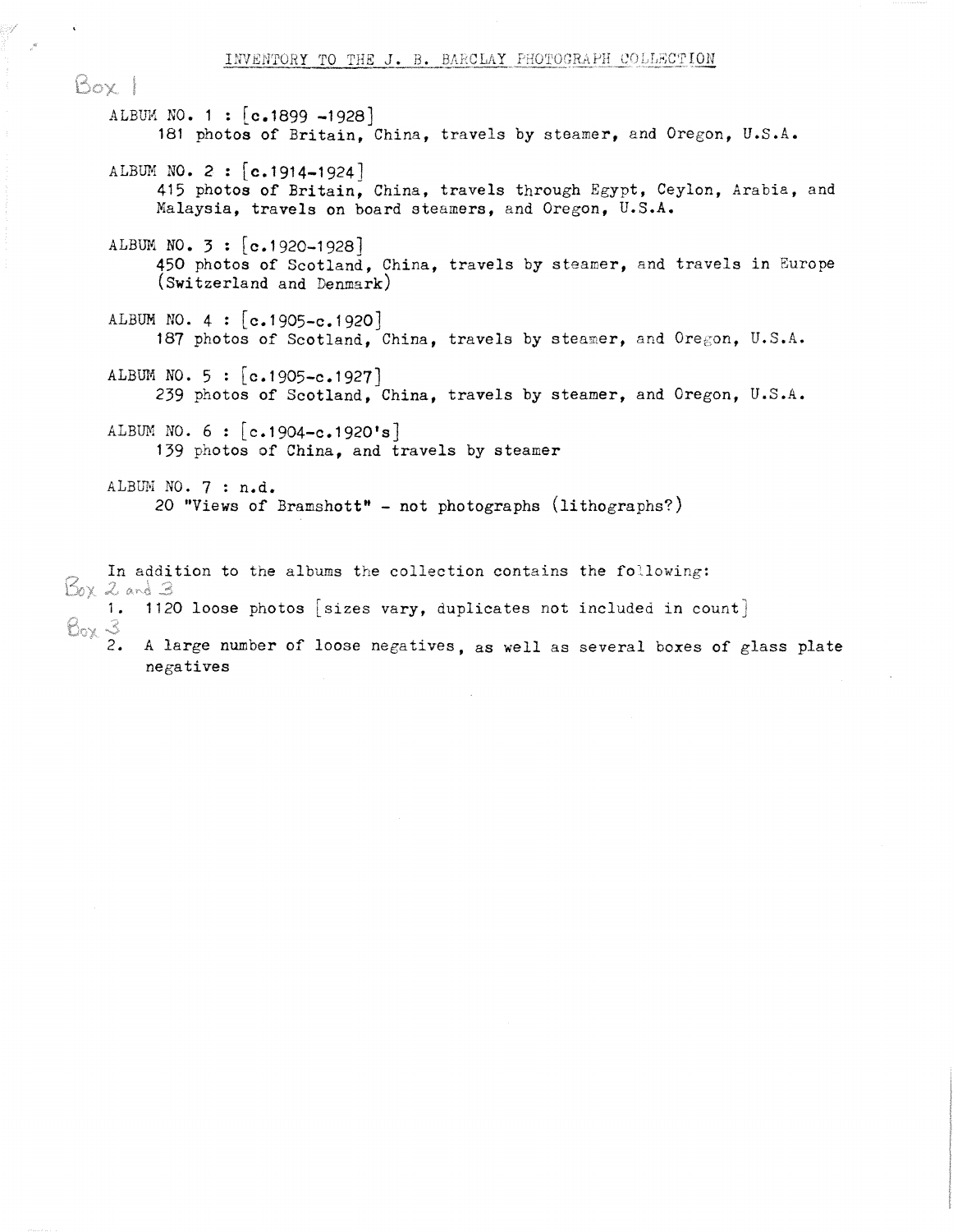# INVENTORY TO THE J. B. BARCLAY PHOTOGRAPH COLLECTION

Box 1

ALBUM NO. 1 : [c.1899 -1928]
181 photos of Britain, China, travels by steamer, and Oregon, U.S.A.

ALBUM NO. 2 : [c.1914-1924]
415 photos of Britain, China, travels through Egypt, Ceylon, Arabia, and Malaysia, travels on board steamers, and Oregon, U.S.A.

ALBUM NO. 3 : [c.1920-1928]
450 photos of Scotland, China, travels by steamer, and travels in Europe (Switzerland and Denmark)

ALBUM NO. 4 : [c.1905-c.1920]
187 photos of Scotland, China, travels by steamer, and Oregon, U.S.A.

ALBUM NO. 5 : [c.1905-c.1927]
239 photos of Scotland, China, travels by steamer, and Oregon, U.S.A.

ALBUM NO. 6 : [c.1904-c.1920's]
139 photos of China, and travels by steamer

ALBUM NO. 7 : n.d.
20 "Views of Bramshott" - not photographs (lithographs?)

In addition to the albums the collection contains the following:

Box 2 and 3

1. 1120 loose photos [sizes vary, duplicates not included in count]

Box 3

2. A large number of loose negatives, as well as several boxes of glass plate negatives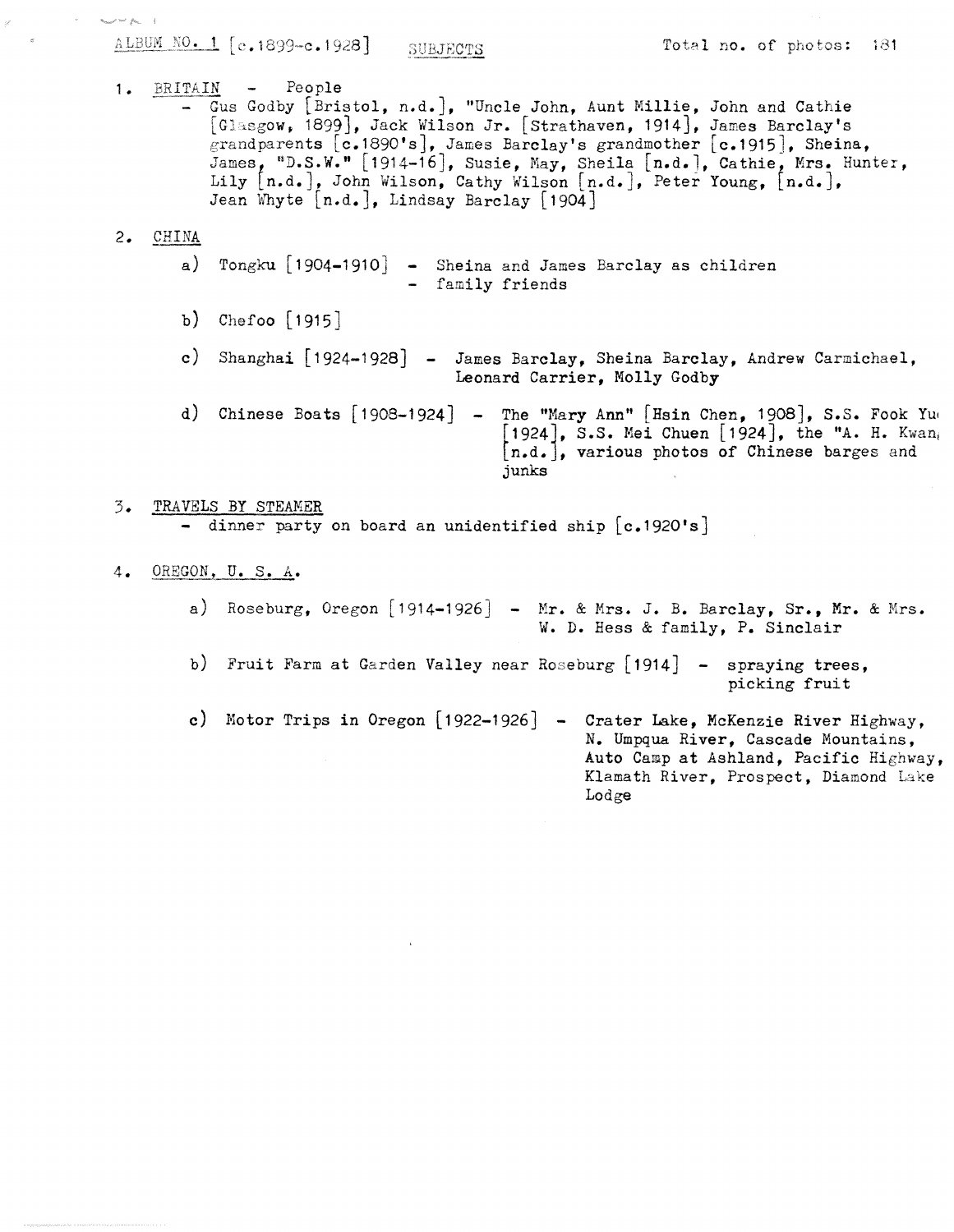ALBUM NO. 1 [c.1899-c.1928] SUBJECTS Total no. of photos: 181

1. BRITAIN - People
   - Gus Godby [Bristol, n.d.], "Uncle John, Aunt Millie, John and Cathie [Glasgow, 1899], Jack Wilson Jr. [Strathaven, 1914], James Barclay's grandparents [c.1890's], James Barclay's grandmother [c.1915], Sheina, James, "D.S.W." [1914-16], Susie, May, Sheila [n.d.], Cathie, Mrs. Hunter, Lily [n.d.], John Wilson, Cathy Wilson [n.d.], Peter Young, [n.d.], Jean Whyte [n.d.], Lindsay Barclay [1904]

2. CHINA

   a) Tongku [1904-1910] - Sheina and James Barclay as children
      - family friends

   b) Chefoo [1915]

   c) Shanghai [1924-1928] - James Barclay, Sheina Barclay, Andrew Carmichael, Leonard Carrier, Molly Godby

   d) Chinese Boats [1908-1924] - The "Mary Ann" [Hsin Chen, 1908], S.S. Fook Yu [1924], S.S. Mei Chuen [1924], the "A. H. Kwan, [n.d.], various photos of Chinese barges and junks

3. TRAVELS BY STEAMER
   - dinner party on board an unidentified ship [c.1920's]

4. OREGON, U. S. A.

   a) Roseburg, Oregon [1914-1926] - Mr. & Mrs. J. B. Barclay, Sr., Mr. & Mrs. W. D. Hess & family, P. Sinclair

   b) Fruit Farm at Garden Valley near Roseburg [1914] - spraying trees, picking fruit

   c) Motor Trips in Oregon [1922-1926] - Crater Lake, McKenzie River Highway, N. Umpqua River, Cascade Mountains, Auto Camp at Ashland, Pacific Highway, Klamath River, Prospect, Diamond Lake Lodge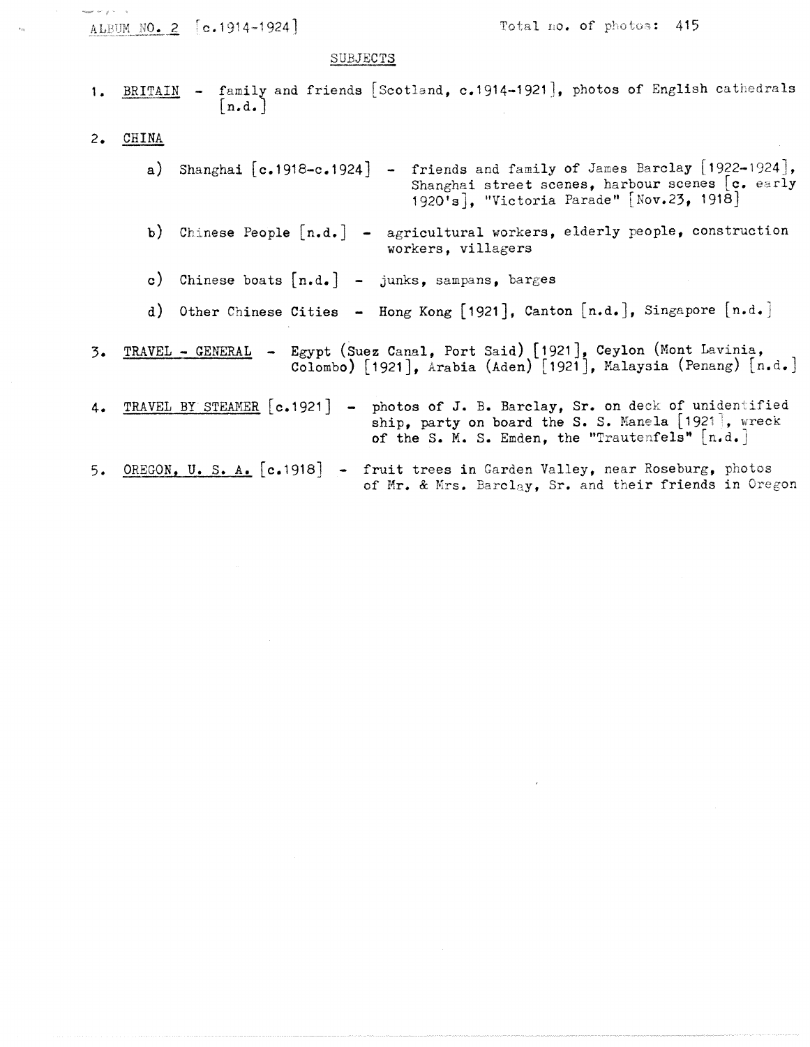ALBUM NO. 2 [c.1914-1924] Total no. of photos: 415

## SUBJECTS

1. BRITAIN - family and friends [Scotland, c.1914-1921], photos of English cathedrals [n.d.]

2. CHINA

   a) Shanghai [c.1918-c.1924] - friends and family of James Barclay [1922-1924], Shanghai street scenes, harbour scenes [c. early 1920's], "Victoria Parade" [Nov.23, 1918]

   b) Chinese People [n.d.] - agricultural workers, elderly people, construction workers, villagers

   c) Chinese boats [n.d.] - junks, sampans, barges

   d) Other Chinese Cities - Hong Kong [1921], Canton [n.d.], Singapore [n.d.]

3. TRAVEL - GENERAL - Egypt (Suez Canal, Port Said) [1921], Ceylon (Mont Lavinia, Colombo) [1921], Arabia (Aden) [1921], Malaysia (Penang) [n.d.]

4. TRAVEL BY STEAMER [c.1921] - photos of J. B. Barclay, Sr. on deck of unidentified ship, party on board the S. S. Manela [1921], wreck of the S. M. S. Emden, the "Trautenfels" [n.d.]

5. OREGON, U. S. A. [c.1918] - fruit trees in Garden Valley, near Roseburg, photos of Mr. & Mrs. Barclay, Sr. and their friends in Oregon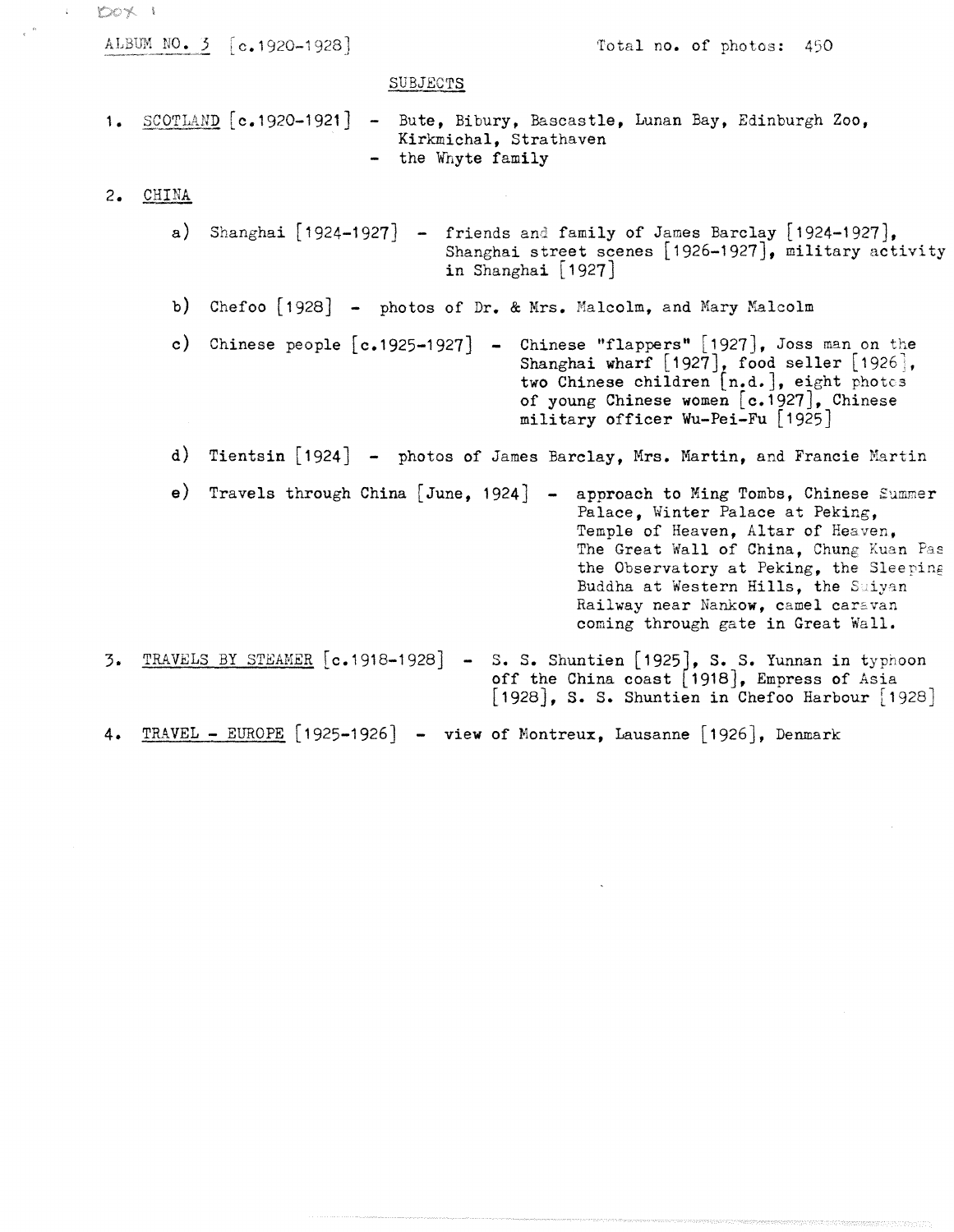Box 1

ALBUM NO. 3 [c.1920-1928]

Total no. of photos: 450

## SUBJECTS

1. SCOTLAND [c.1920-1921] - Bute, Bibury, Bascastle, Lunan Bay, Edinburgh Zoo, Kirkmichal, Strathaven
   - the Whyte family

2. CHINA

   a) Shanghai [1924-1927] - friends and family of James Barclay [1924-1927], Shanghai street scenes [1926-1927], military activity in Shanghai [1927]

   b) Chefoo [1928] - photos of Dr. & Mrs. Malcolm, and Mary Malcolm

   c) Chinese people [c.1925-1927] - Chinese "flappers" [1927], Joss man on the Shanghai wharf [1927], food seller [1926], two Chinese children [n.d.], eight photos of young Chinese women [c.1927], Chinese military officer Wu-Pei-Fu [1925]

   d) Tientsin [1924] - photos of James Barclay, Mrs. Martin, and Francie Martin

   e) Travels through China [June, 1924] - approach to Ming Tombs, Chinese Summer Palace, Winter Palace at Peking, Temple of Heaven, Altar of Heaven, The Great Wall of China, Chung Kuan Pas the Observatory at Peking, the Sleeping Buddha at Western Hills, the Suiyan Railway near Nankow, camel caravan coming through gate in Great Wall.

3. TRAVELS BY STEAMER [c.1918-1928] - S. S. Shuntien [1925], S. S. Yunnan in typhoon off the China coast [1918], Empress of Asia [1928], S. S. Shuntien in Chefoo Harbour [1928]

4. TRAVEL - EUROPE [1925-1926] - view of Montreux, Lausanne [1926], Denmark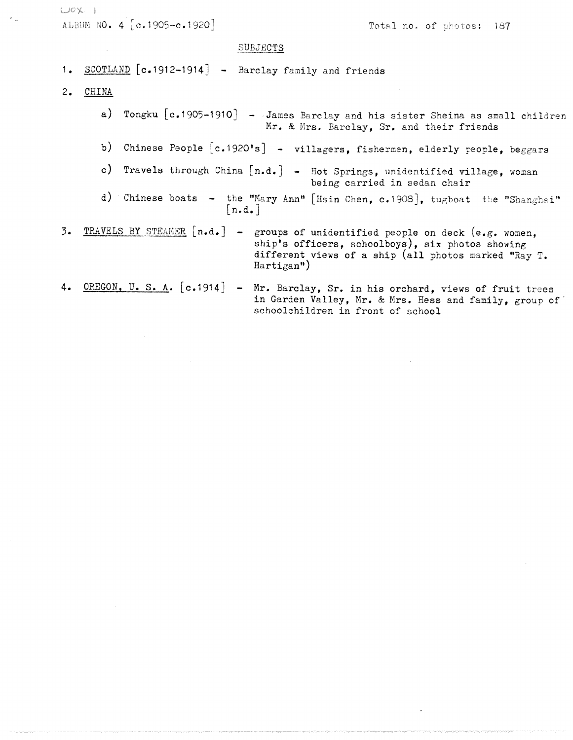BOX 1

ALBUM NO. 4 [c.1905-c.1920]

Total no. of photos: 187

SUBJECTS

1. SCOTLAND [c.1912-1914] - Barclay family and friends

2. CHINA

   a) Tongku [c.1905-1910] - James Barclay and his sister Sheina as small children
      Mr. & Mrs. Barclay, Sr. and their friends

   b) Chinese People [c.1920's] - villagers, fishermen, elderly people, beggars

   c) Travels through China [n.d.] - Hot Springs, unidentified village, woman being carried in sedan chair

   d) Chinese boats - the "Mary Ann" [Hsin Chen, c.1908], tugboat the "Shanghai" [n.d.]

3. TRAVELS BY STEAMER [n.d.] - groups of unidentified people on deck (e.g. women, ship's officers, schoolboys), six photos showing different views of a ship (all photos marked "Ray T. Hartigan")

4. OREGON, U. S. A. [c.1914] - Mr. Barclay, Sr. in his orchard, views of fruit trees in Garden Valley, Mr. & Mrs. Hess and family, group of schoolchildren in front of school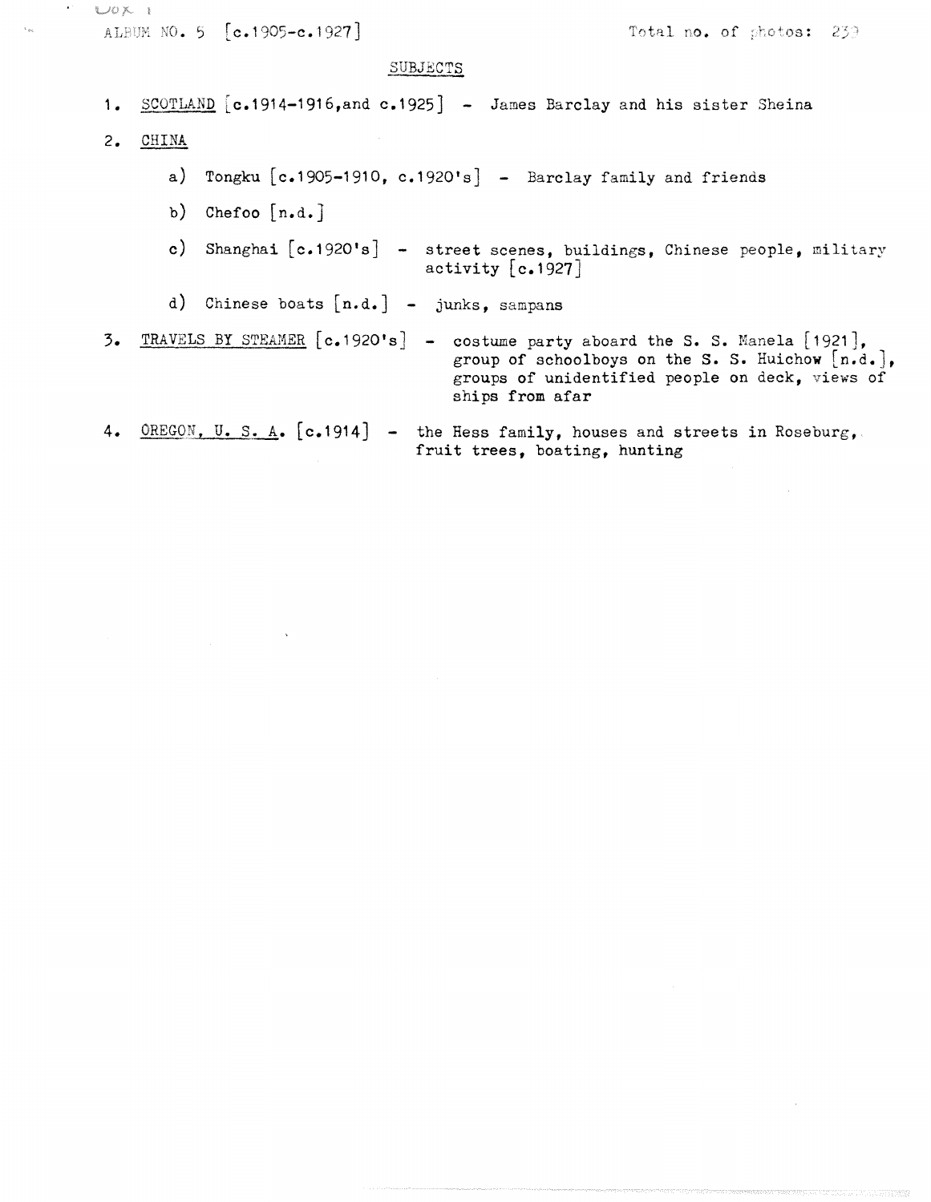Box 1

ALBUM NO. 5 [c.1905-c.1927]

Total no. of photos: 239

SUBJECTS

1. SCOTLAND [c.1914-1916,and c.1925] - James Barclay and his sister Sheina

2. CHINA

   a) Tongku [c.1905-1910, c.1920's] - Barclay family and friends

   b) Chefoo [n.d.]

   c) Shanghai [c.1920's] - street scenes, buildings, Chinese people, military activity [c.1927]

   d) Chinese boats [n.d.] - junks, sampans

3. TRAVELS BY STEAMER [c.1920's] - costume party aboard the S. S. Manela [1921], group of schoolboys on the S. S. Huichow [n.d.], groups of unidentified people on deck, views of ships from afar

4. OREGON, U. S. A. [c.1914] - the Hess family, houses and streets in Roseburg, fruit trees, boating, hunting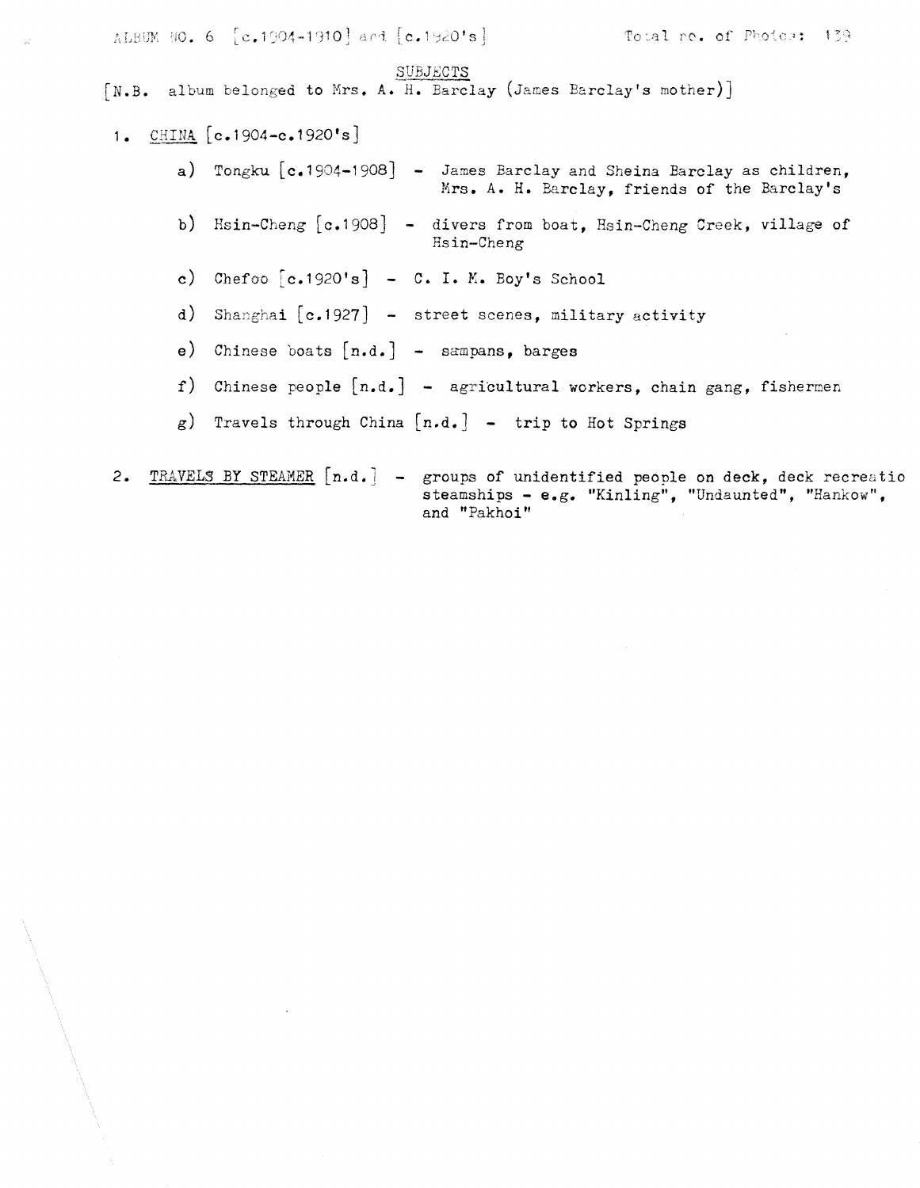ALBUM NO. 6 [c.1904-1910] and [c.1920's]  Total no. of Photos: 139

SUBJECTS

[N.B. album belonged to Mrs. A. H. Barclay (James Barclay's mother)]

1. CHINA [c.1904-c.1920's]

   a) Tongku [c.1904-1908] - James Barclay and Sheina Barclay as children, Mrs. A. H. Barclay, friends of the Barclay's

   b) Hsin-Cheng [c.1908] - divers from boat, Hsin-Cheng Creek, village of Hsin-Cheng

   c) Chefoo [c.1920's] - C. I. M. Boy's School

   d) Shanghai [c.1927] - street scenes, military activity

   e) Chinese boats [n.d.] - sampans, barges

   f) Chinese people [n.d.] - agricultural workers, chain gang, fishermen

   g) Travels through China [n.d.] - trip to Hot Springs

2. TRAVELS BY STEAMER [n.d.] - groups of unidentified people on deck, deck recreatio steamships - e.g. "Kinling", "Undaunted", "Hankow", and "Pakhoi"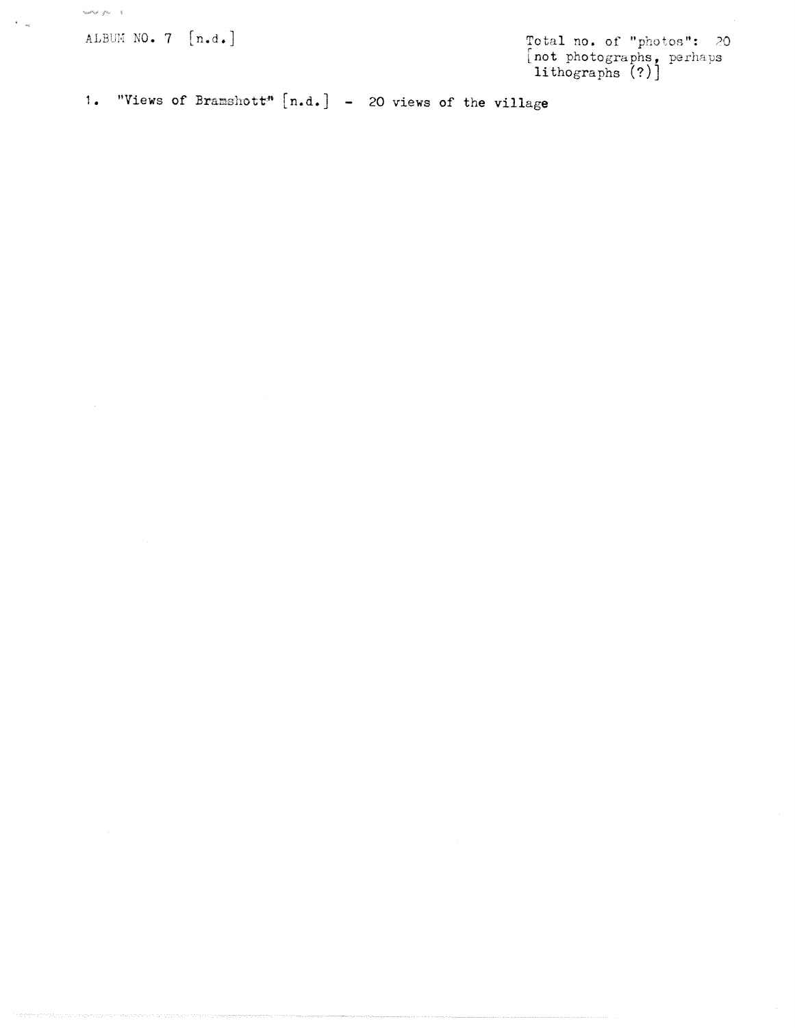ALBUM NO. 7 [n.d.]

Total no. of "photos": 20
[not photographs, perhaps lithographs (?)]

1. "Views of Bramshott" [n.d.] - 20 views of the village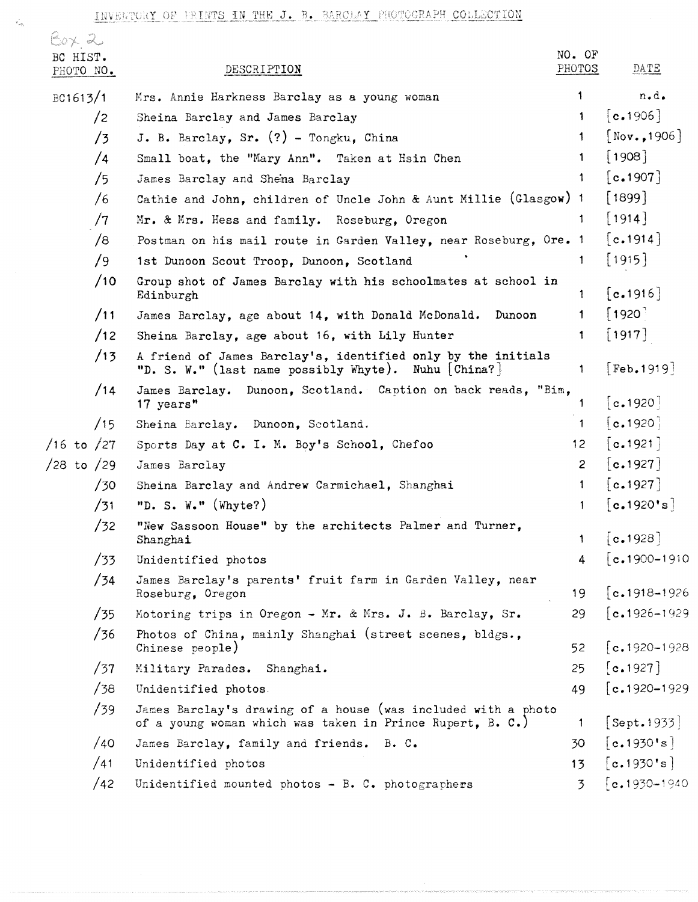# INVENTORY OF PRINTS IN THE J. B. BARCLAY PHOTOGRAPH COLLECTION

Box 2

| BC HIST. PHOTO NO. | DESCRIPTION | NO. OF PHOTOS | DATE |
|---|---|---|---|
| BC1613/1 | Mrs. Annie Harkness Barclay as a young woman | 1 | n.d. |
| /2 | Sheina Barclay and James Barclay | 1 | [c.1906] |
| /3 | J. B. Barclay, Sr. (?) - Tongku, China | 1 | [Nov.,1906] |
| /4 | Small boat, the "Mary Ann". Taken at Hsin Chen | 1 | [1908] |
| /5 | James Barclay and Shena Barclay | 1 | [c.1907] |
| /6 | Cathie and John, children of Uncle John & Aunt Millie (Glasgow) | 1 | [1899] |
| /7 | Mr. & Mrs. Hess and family. Roseburg, Oregon | 1 | [1914] |
| /8 | Postman on his mail route in Garden Valley, near Roseburg, Ore. | 1 | [c.1914] |
| /9 | 1st Dunoon Scout Troop, Dunoon, Scotland | 1 | [1915] |
| /10 | Group shot of James Barclay with his schoolmates at school in Edinburgh | 1 | [c.1916] |
| /11 | James Barclay, age about 14, with Donald McDonald. Dunoon | 1 | [1920] |
| /12 | Sheina Barclay, age about 16, with Lily Hunter | 1 | [1917] |
| /13 | A friend of James Barclay's, identified only by the initials "D. S. W." (last name possibly Whyte). Nuhu [China?] | 1 | [Feb.1919] |
| /14 | James Barclay. Dunoon, Scotland. Caption on back reads, "Bim, 17 years" | 1 | [c.1920] |
| /15 | Sheina Barclay. Dunoon, Scotland. | 1 | [c.1920] |
| /16 to /27 | Sports Day at C. I. M. Boy's School, Chefoo | 12 | [c.1921] |
| /28 to /29 | James Barclay | 2 | [c.1927] |
| /30 | Sheina Barclay and Andrew Carmichael, Shanghai | 1 | [c.1927] |
| /31 | "D. S. W." (Whyte?) | 1 | [c.1920's] |
| /32 | "New Sassoon House" by the architects Palmer and Turner, Shanghai | 1 | [c.1928] |
| /33 | Unidentified photos | 4 | [c.1900-1910 |
| /34 | James Barclay's parents' fruit farm in Garden Valley, near Roseburg, Oregon | 19 | [c.1918-1926 |
| /35 | Motoring trips in Oregon - Mr. & Mrs. J. B. Barclay, Sr. | 29 | [c.1926-1929 |
| /36 | Photos of China, mainly Shanghai (street scenes, bldgs., Chinese people) | 52 | [c.1920-1928 |
| /37 | Military Parades. Shanghai. | 25 | [c.1927] |
| /38 | Unidentified photos | 49 | [c.1920-1929 |
| /39 | James Barclay's drawing of a house (was included with a photo of a young woman which was taken in Prince Rupert, B. C.) | 1 | [Sept.1933] |
| /40 | James Barclay, family and friends. B. C. | 30 | [c.1930's] |
| /41 | Unidentified photos | 13 | [c.1930's] |
| /42 | Unidentified mounted photos - B. C. photographers | 3 | [c.1930-1940 |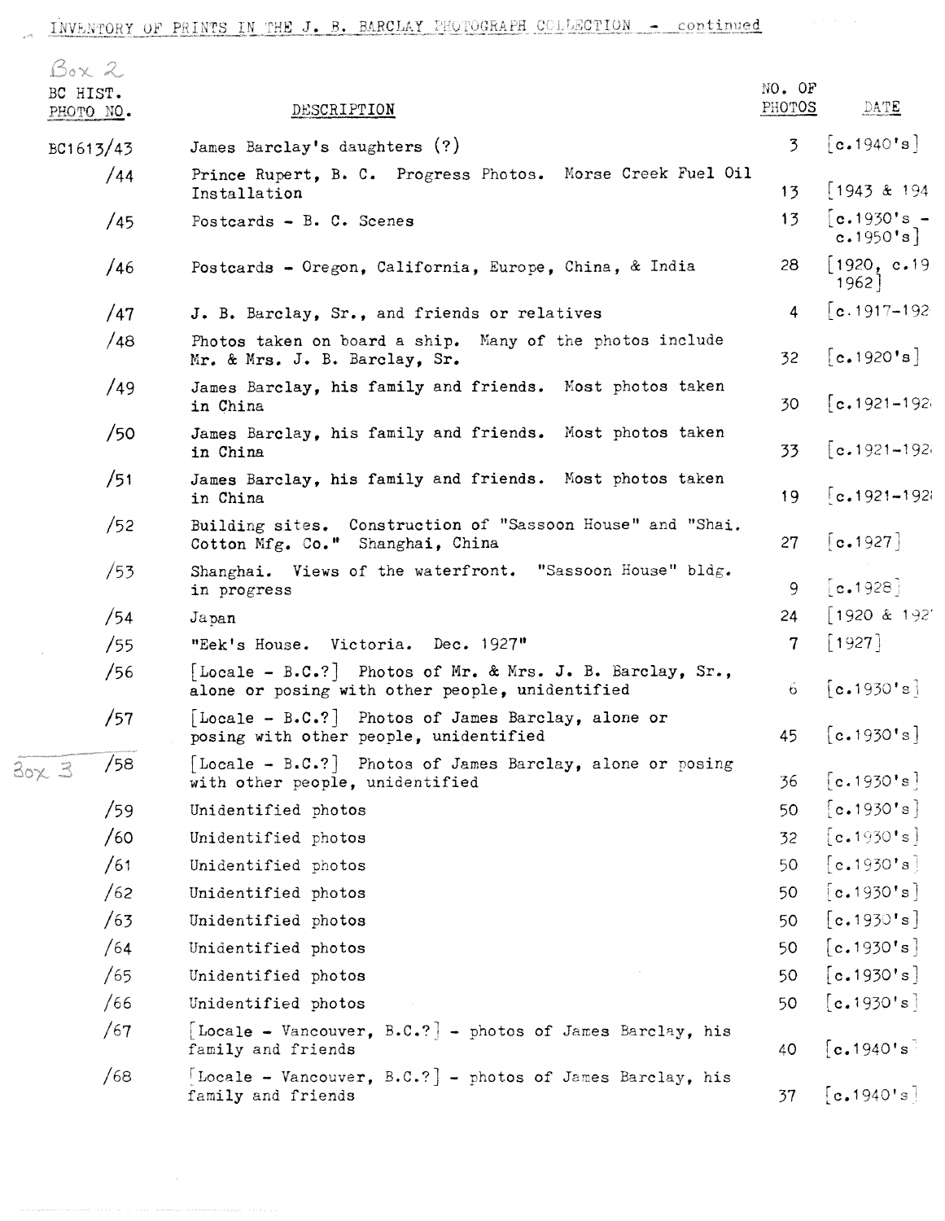INVENTORY OF PRINTS IN THE J. B. BARCLAY PHOTOGRAPH COLLECTION - continued

Box 2

| BC HIST. PHOTO NO. | DESCRIPTION | NO. OF PHOTOS | DATE |
|---|---|---|---|
| BC1613/43 | James Barclay's daughters (?) | 3 | [c.1940's] |
| /44 | Prince Rupert, B. C. Progress Photos. Morse Creek Fuel Oil Installation | 13 | [1943 & 194 |
| /45 | Postcards - B. C. Scenes | 13 | [c.1930's - c.1950's] |
| /46 | Postcards - Oregon, California, Europe, China, & India | 28 | [1920, c.19 1962] |
| /47 | J. B. Barclay, Sr., and friends or relatives | 4 | [c.1917-192 |
| /48 | Photos taken on board a ship. Many of the photos include Mr. & Mrs. J. B. Barclay, Sr. | 32 | [c.1920's] |
| /49 | James Barclay, his family and friends. Most photos taken in China | 30 | [c.1921-192 |
| /50 | James Barclay, his family and friends. Most photos taken in China | 33 | [c.1921-192 |
| /51 | James Barclay, his family and friends. Most photos taken in China | 19 | [c.1921-192 |
| /52 | Building sites. Construction of "Sassoon House" and "Shai. Cotton Mfg. Co." Shanghai, China | 27 | [c.1927] |
| /53 | Shanghai. Views of the waterfront. "Sassoon House" bldg. in progress | 9 | [c.1928] |
| /54 | Japan | 24 | [1920 & 192 |
| /55 | "Eek's House. Victoria. Dec. 1927" | 7 | [1927] |
| /56 | [Locale - B.C.?] Photos of Mr. & Mrs. J. B. Barclay, Sr., alone or posing with other people, unidentified | 6 | [c.1930's] |
| /57 | [Locale - B.C.?] Photos of James Barclay, alone or posing with other people, unidentified | 45 | [c.1930's] |
| Box 3 /58 | [Locale - B.C.?] Photos of James Barclay, alone or posing with other people, unidentified | 36 | [c.1930's] |
| /59 | Unidentified photos | 50 | [c.1930's] |
| /60 | Unidentified photos | 32 | [c.1930's] |
| /61 | Unidentified photos | 50 | [c.1930's] |
| /62 | Unidentified photos | 50 | [c.1930's] |
| /63 | Unidentified photos | 50 | [c.1930's] |
| /64 | Unidentified photos | 50 | [c.1930's] |
| /65 | Unidentified photos | 50 | [c.1930's] |
| /66 | Unidentified photos | 50 | [c.1930's] |
| /67 | [Locale - Vancouver, B.C.?] - photos of James Barclay, his family and friends | 40 | [c.1940's] |
| /68 | [Locale - Vancouver, B.C.?] - photos of James Barclay, his family and friends | 37 | [c.1940's] |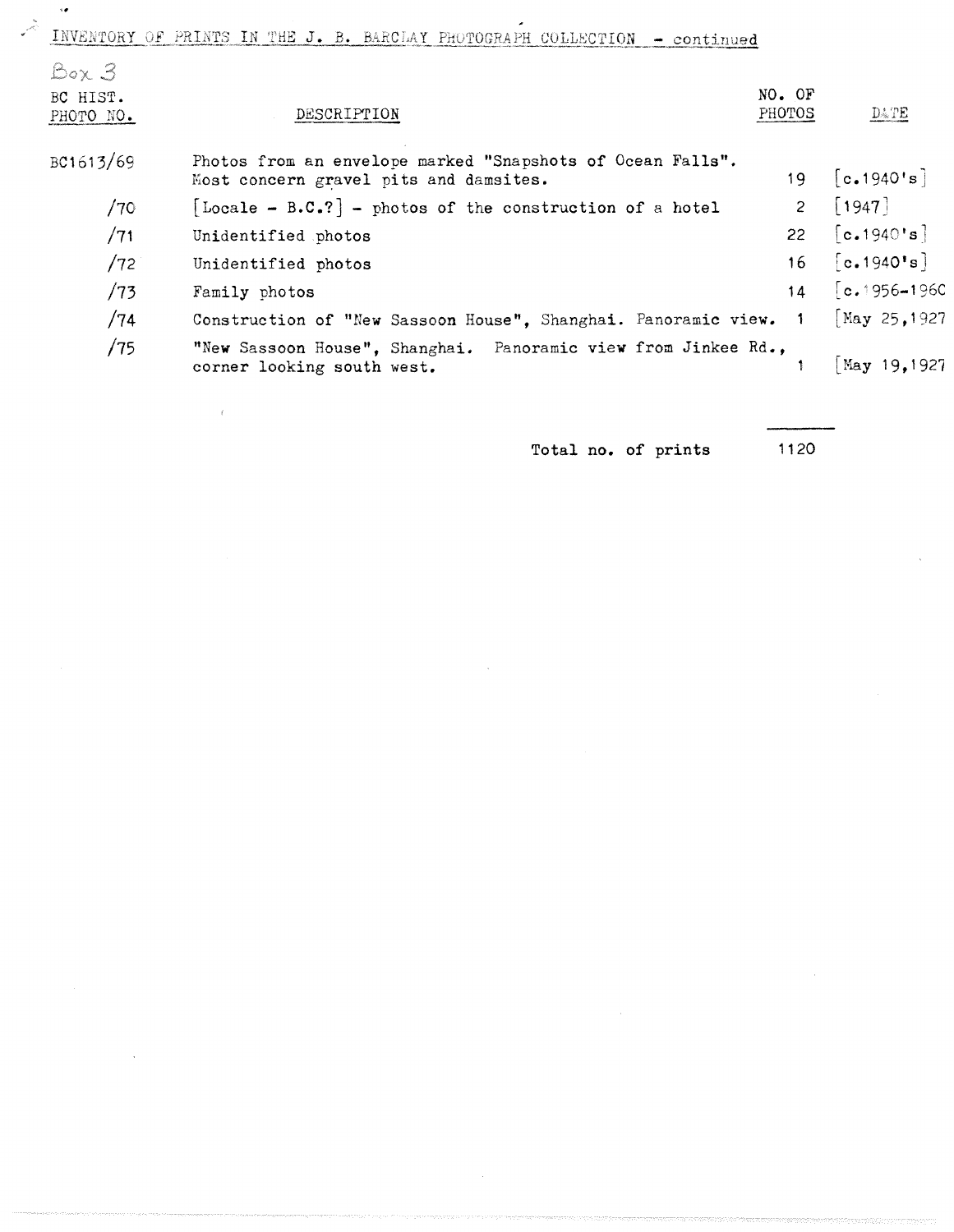INVENTORY OF PRINTS IN THE J. B. BARCLAY PHOTOGRAPH COLLECTION - continued

Box 3

| BC HIST. PHOTO NO. | DESCRIPTION | NO. OF PHOTOS | DATE |
|---|---|---|---|
| BC1613/69 | Photos from an envelope marked "Snapshots of Ocean Falls". Most concern gravel pits and damsites. | 19 | [c.1940's] |
| /70 | [Locale - B.C.?] - photos of the construction of a hotel | 2 | [1947] |
| /71 | Unidentified photos | 22 | [c.1940's] |
| /72 | Unidentified photos | 16 | [c.1940's] |
| /73 | Family photos | 14 | [c.1956-1960 |
| /74 | Construction of "New Sassoon House", Shanghai. Panoramic view. | 1 | [May 25,1927 |
| /75 | "New Sassoon House", Shanghai. Panoramic view from Jinkee Rd., corner looking south west. | 1 | [May 19,1927 |

Total no. of prints 1120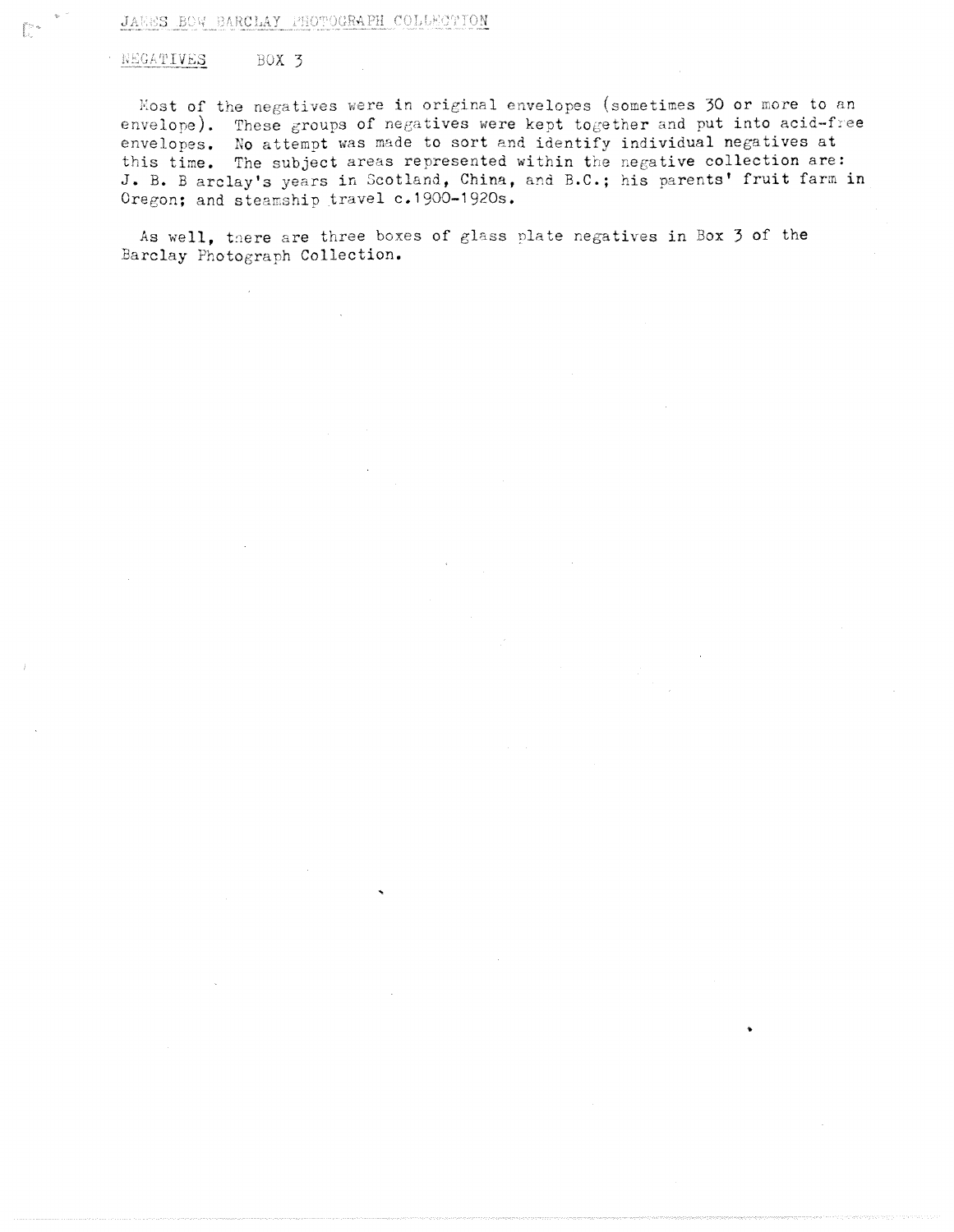JAMES BOW BARCLAY PHOTOGRAPH COLLECTION

NEGATIVES    BOX 3

Most of the negatives were in original envelopes (sometimes 30 or more to an envelope). These groups of negatives were kept together and put into acid-free envelopes. No attempt was made to sort and identify individual negatives at this time. The subject areas represented within the negative collection are: J. B. B arclay's years in Scotland, China, and B.C.; his parents' fruit farm in Oregon; and steamship travel c.1900-1920s.

As well, there are three boxes of glass plate negatives in Box 3 of the Barclay Photograph Collection.